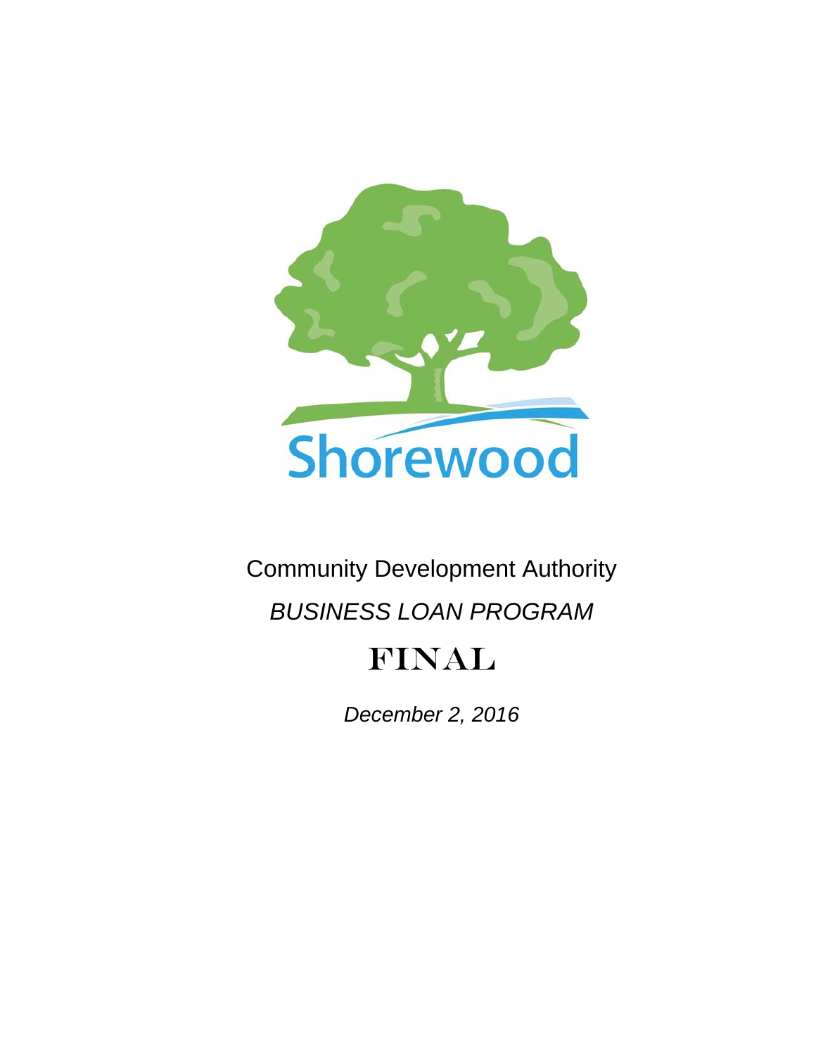Shorewood

# Community Development Authority

## *BUSINESS LOAN PROGRAM*

# FINAL

*December 2, 2016*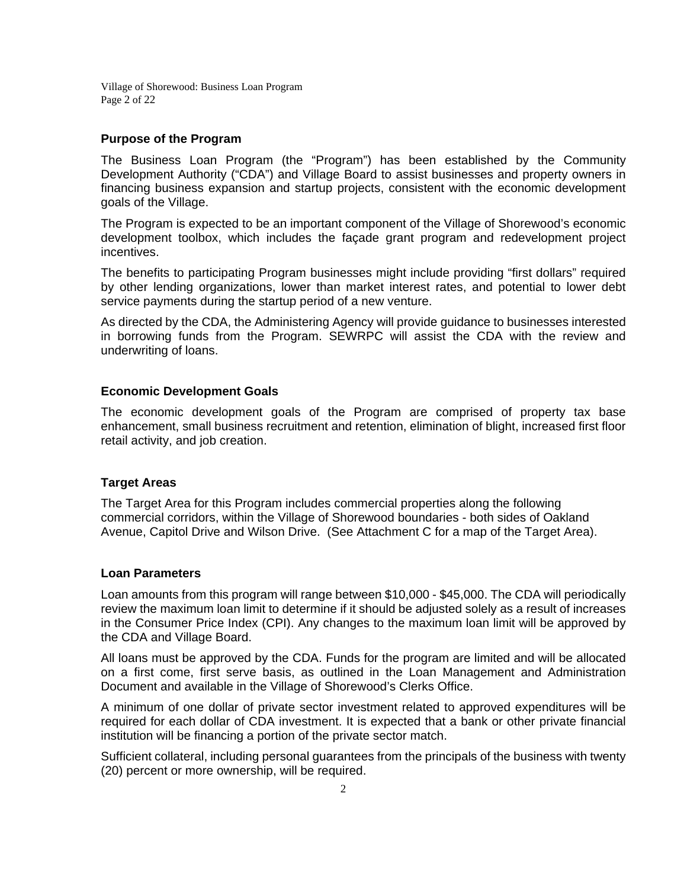## Purpose of the Program

The Business Loan Program (the "Program") has been established by the Community Development Authority ("CDA") and Village Board to assist businesses and property owners in financing business expansion and startup projects, consistent with the economic development goals of the Village.

The Program is expected to be an important component of the Village of Shorewood's economic development toolbox, which includes the façade grant program and redevelopment project incentives.

The benefits to participating Program businesses might include providing "first dollars" required by other lending organizations, lower than market interest rates, and potential to lower debt service payments during the startup period of a new venture.

As directed by the CDA, the Administering Agency will provide guidance to businesses interested in borrowing funds from the Program. SEWRPC will assist the CDA with the review and underwriting of loans.

## Economic Development Goals

The economic development goals of the Program are comprised of property tax base enhancement, small business recruitment and retention, elimination of blight, increased first floor retail activity, and job creation.

## Target Areas

The Target Area for this Program includes commercial properties along the following commercial corridors, within the Village of Shorewood boundaries - both sides of Oakland Avenue, Capitol Drive and Wilson Drive. (See Attachment C for a map of the Target Area).

## Loan Parameters

Loan amounts from this program will range between $10,000 - $45,000. The CDA will periodically review the maximum loan limit to determine if it should be adjusted solely as a result of increases in the Consumer Price Index (CPI). Any changes to the maximum loan limit will be approved by the CDA and Village Board.

All loans must be approved by the CDA. Funds for the program are limited and will be allocated on a first come, first serve basis, as outlined in the Loan Management and Administration Document and available in the Village of Shorewood's Clerks Office.

A minimum of one dollar of private sector investment related to approved expenditures will be required for each dollar of CDA investment. It is expected that a bank or other private financial institution will be financing a portion of the private sector match.

Sufficient collateral, including personal guarantees from the principals of the business with twenty (20) percent or more ownership, will be required.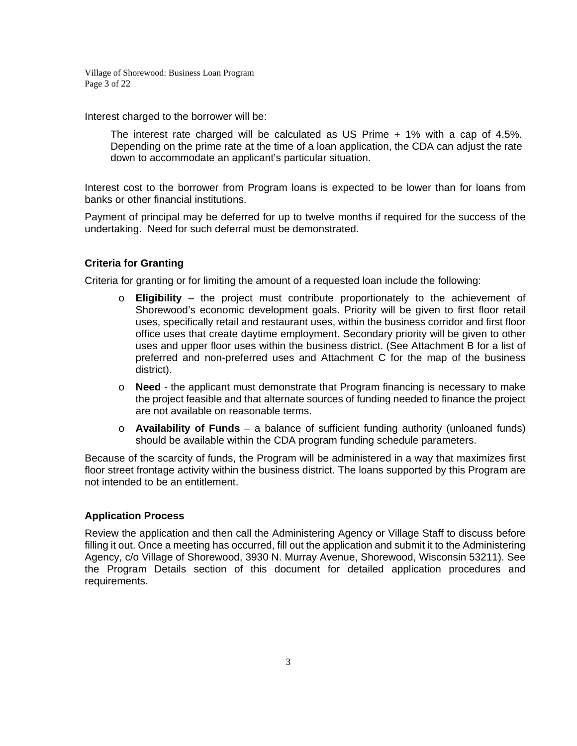Interest charged to the borrower will be:

> The interest rate charged will be calculated as US Prime + 1% with a cap of 4.5%. Depending on the prime rate at the time of a loan application, the CDA can adjust the rate down to accommodate an applicant's particular situation.

Interest cost to the borrower from Program loans is expected to be lower than for loans from banks or other financial institutions.

Payment of principal may be deferred for up to twelve months if required for the success of the undertaking. Need for such deferral must be demonstrated.

### Criteria for Granting

Criteria for granting or for limiting the amount of a requested loan include the following:

- **Eligibility** – the project must contribute proportionately to the achievement of Shorewood's economic development goals. Priority will be given to first floor retail uses, specifically retail and restaurant uses, within the business corridor and first floor office uses that create daytime employment. Secondary priority will be given to other uses and upper floor uses within the business district. (See Attachment B for a list of preferred and non-preferred uses and Attachment C for the map of the business district).
- **Need** - the applicant must demonstrate that Program financing is necessary to make the project feasible and that alternate sources of funding needed to finance the project are not available on reasonable terms.
- **Availability of Funds** – a balance of sufficient funding authority (unloaned funds) should be available within the CDA program funding schedule parameters.

Because of the scarcity of funds, the Program will be administered in a way that maximizes first floor street frontage activity within the business district. The loans supported by this Program are not intended to be an entitlement.

### Application Process

Review the application and then call the Administering Agency or Village Staff to discuss before filling it out. Once a meeting has occurred, fill out the application and submit it to the Administering Agency, c/o Village of Shorewood, 3930 N. Murray Avenue, Shorewood, Wisconsin 53211). See the Program Details section of this document for detailed application procedures and requirements.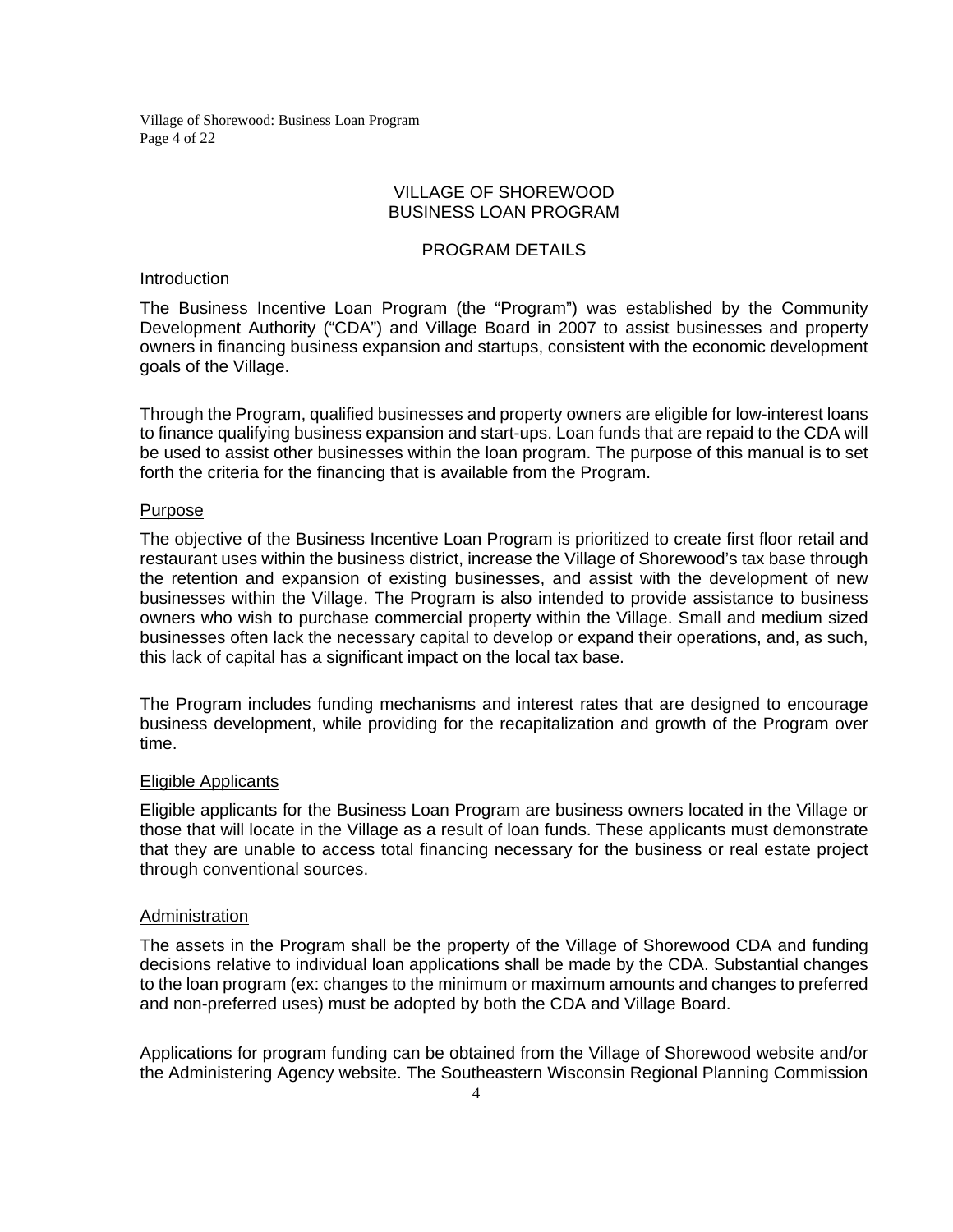# VILLAGE OF SHOREWOOD
# BUSINESS LOAN PROGRAM

## PROGRAM DETAILS

### Introduction

The Business Incentive Loan Program (the "Program") was established by the Community Development Authority ("CDA") and Village Board in 2007 to assist businesses and property owners in financing business expansion and startups, consistent with the economic development goals of the Village.

Through the Program, qualified businesses and property owners are eligible for low-interest loans to finance qualifying business expansion and start-ups. Loan funds that are repaid to the CDA will be used to assist other businesses within the loan program. The purpose of this manual is to set forth the criteria for the financing that is available from the Program.

### Purpose

The objective of the Business Incentive Loan Program is prioritized to create first floor retail and restaurant uses within the business district, increase the Village of Shorewood's tax base through the retention and expansion of existing businesses, and assist with the development of new businesses within the Village. The Program is also intended to provide assistance to business owners who wish to purchase commercial property within the Village. Small and medium sized businesses often lack the necessary capital to develop or expand their operations, and, as such, this lack of capital has a significant impact on the local tax base.

The Program includes funding mechanisms and interest rates that are designed to encourage business development, while providing for the recapitalization and growth of the Program over time.

### Eligible Applicants

Eligible applicants for the Business Loan Program are business owners located in the Village or those that will locate in the Village as a result of loan funds. These applicants must demonstrate that they are unable to access total financing necessary for the business or real estate project through conventional sources.

### Administration

The assets in the Program shall be the property of the Village of Shorewood CDA and funding decisions relative to individual loan applications shall be made by the CDA. Substantial changes to the loan program (ex: changes to the minimum or maximum amounts and changes to preferred and non-preferred uses) must be adopted by both the CDA and Village Board.

Applications for program funding can be obtained from the Village of Shorewood website and/or the Administering Agency website. The Southeastern Wisconsin Regional Planning Commission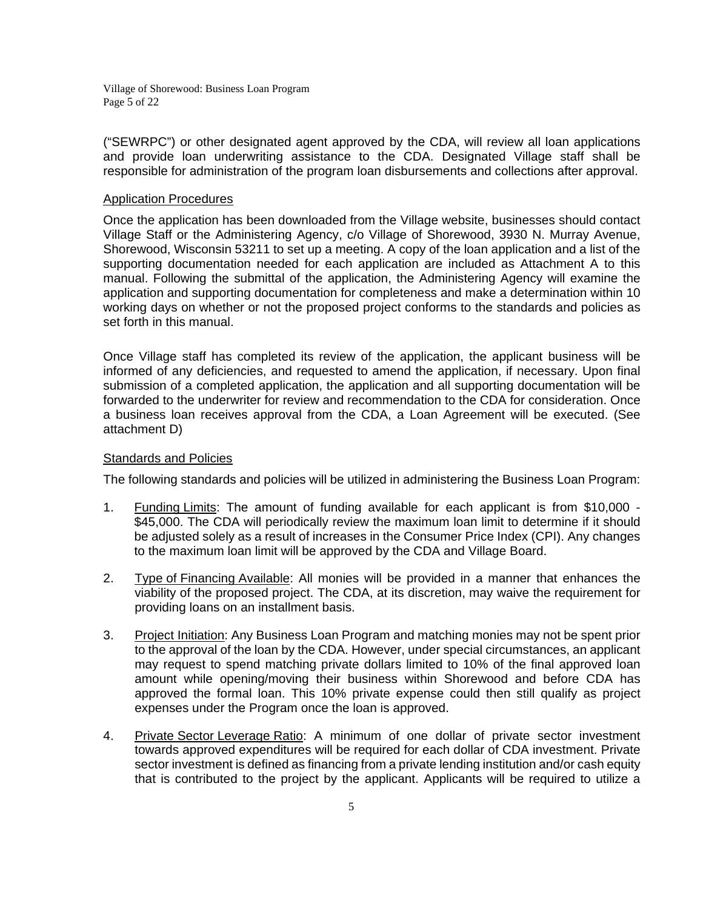("SEWRPC") or other designated agent approved by the CDA, will review all loan applications and provide loan underwriting assistance to the CDA. Designated Village staff shall be responsible for administration of the program loan disbursements and collections after approval.

## Application Procedures

Once the application has been downloaded from the Village website, businesses should contact Village Staff or the Administering Agency, c/o Village of Shorewood, 3930 N. Murray Avenue, Shorewood, Wisconsin 53211 to set up a meeting. A copy of the loan application and a list of the supporting documentation needed for each application are included as Attachment A to this manual. Following the submittal of the application, the Administering Agency will examine the application and supporting documentation for completeness and make a determination within 10 working days on whether or not the proposed project conforms to the standards and policies as set forth in this manual.

Once Village staff has completed its review of the application, the applicant business will be informed of any deficiencies, and requested to amend the application, if necessary. Upon final submission of a completed application, the application and all supporting documentation will be forwarded to the underwriter for review and recommendation to the CDA for consideration. Once a business loan receives approval from the CDA, a Loan Agreement will be executed. (See attachment D)

## Standards and Policies

The following standards and policies will be utilized in administering the Business Loan Program:

1. Funding Limits: The amount of funding available for each applicant is from $10,000 - $45,000. The CDA will periodically review the maximum loan limit to determine if it should be adjusted solely as a result of increases in the Consumer Price Index (CPI). Any changes to the maximum loan limit will be approved by the CDA and Village Board.

2. Type of Financing Available: All monies will be provided in a manner that enhances the viability of the proposed project. The CDA, at its discretion, may waive the requirement for providing loans on an installment basis.

3. Project Initiation: Any Business Loan Program and matching monies may not be spent prior to the approval of the loan by the CDA. However, under special circumstances, an applicant may request to spend matching private dollars limited to 10% of the final approved loan amount while opening/moving their business within Shorewood and before CDA has approved the formal loan. This 10% private expense could then still qualify as project expenses under the Program once the loan is approved.

4. Private Sector Leverage Ratio: A minimum of one dollar of private sector investment towards approved expenditures will be required for each dollar of CDA investment. Private sector investment is defined as financing from a private lending institution and/or cash equity that is contributed to the project by the applicant. Applicants will be required to utilize a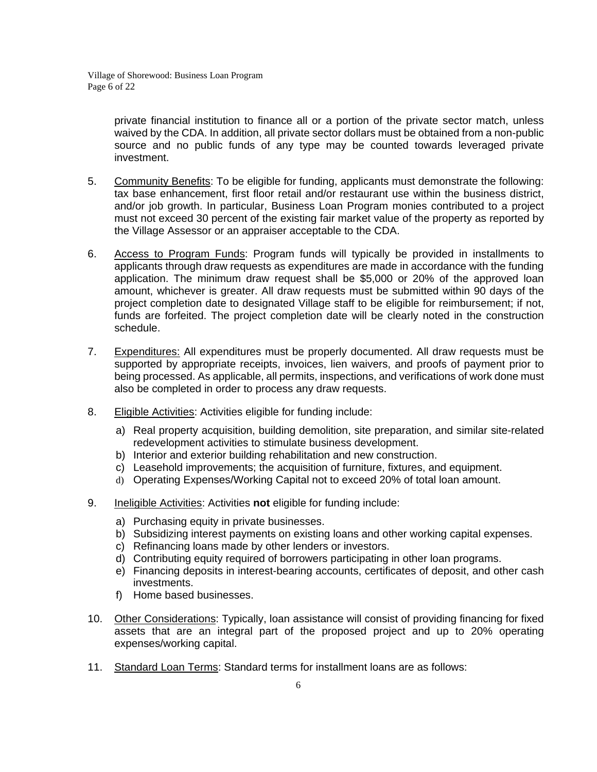private financial institution to finance all or a portion of the private sector match, unless waived by the CDA. In addition, all private sector dollars must be obtained from a non-public source and no public funds of any type may be counted towards leveraged private investment.

5. Community Benefits: To be eligible for funding, applicants must demonstrate the following: tax base enhancement, first floor retail and/or restaurant use within the business district, and/or job growth. In particular, Business Loan Program monies contributed to a project must not exceed 30 percent of the existing fair market value of the property as reported by the Village Assessor or an appraiser acceptable to the CDA.

6. Access to Program Funds: Program funds will typically be provided in installments to applicants through draw requests as expenditures are made in accordance with the funding application. The minimum draw request shall be $5,000 or 20% of the approved loan amount, whichever is greater. All draw requests must be submitted within 90 days of the project completion date to designated Village staff to be eligible for reimbursement; if not, funds are forfeited. The project completion date will be clearly noted in the construction schedule.

7. Expenditures: All expenditures must be properly documented. All draw requests must be supported by appropriate receipts, invoices, lien waivers, and proofs of payment prior to being processed. As applicable, all permits, inspections, and verifications of work done must also be completed in order to process any draw requests.

8. Eligible Activities: Activities eligible for funding include:

   a) Real property acquisition, building demolition, site preparation, and similar site-related redevelopment activities to stimulate business development.
   b) Interior and exterior building rehabilitation and new construction.
   c) Leasehold improvements; the acquisition of furniture, fixtures, and equipment.
   d) Operating Expenses/Working Capital not to exceed 20% of total loan amount.

9. Ineligible Activities: Activities **not** eligible for funding include:

   a) Purchasing equity in private businesses.
   b) Subsidizing interest payments on existing loans and other working capital expenses.
   c) Refinancing loans made by other lenders or investors.
   d) Contributing equity required of borrowers participating in other loan programs.
   e) Financing deposits in interest-bearing accounts, certificates of deposit, and other cash investments.
   f) Home based businesses.

10. Other Considerations: Typically, loan assistance will consist of providing financing for fixed assets that are an integral part of the proposed project and up to 20% operating expenses/working capital.

11. Standard Loan Terms: Standard terms for installment loans are as follows: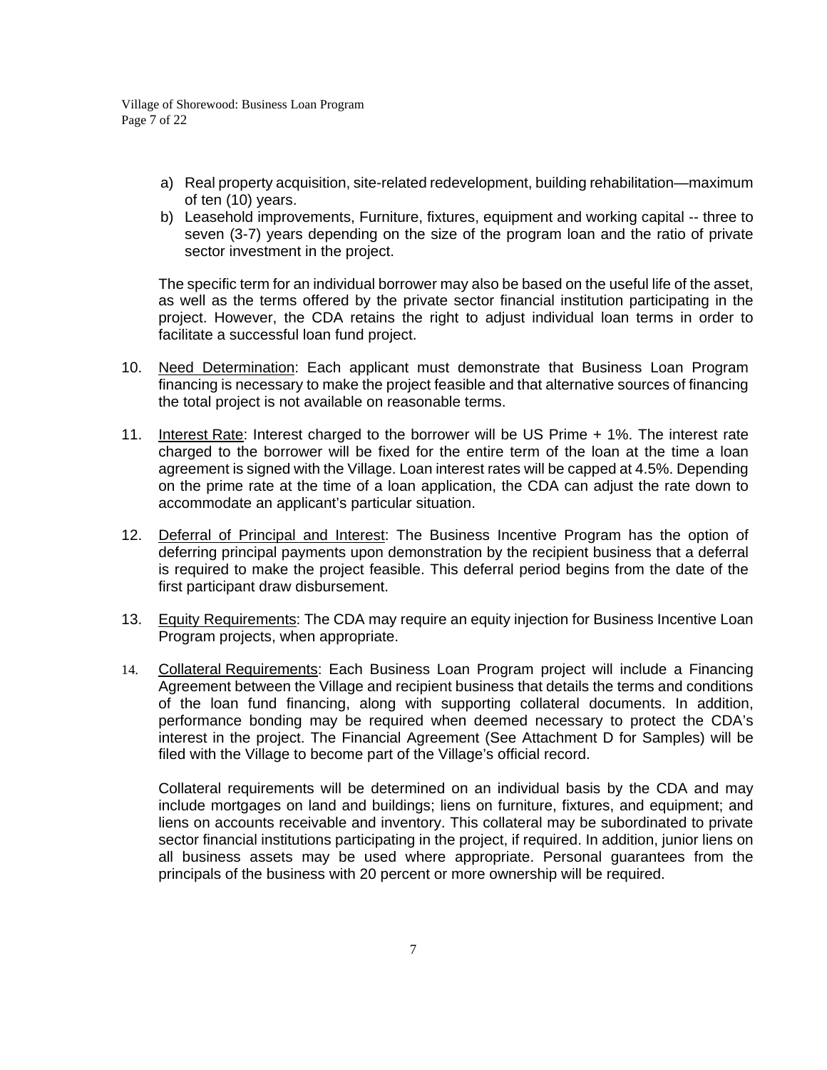a) Real property acquisition, site-related redevelopment, building rehabilitation—maximum of ten (10) years.
b) Leasehold improvements, Furniture, fixtures, equipment and working capital -- three to seven (3-7) years depending on the size of the program loan and the ratio of private sector investment in the project.

The specific term for an individual borrower may also be based on the useful life of the asset, as well as the terms offered by the private sector financial institution participating in the project. However, the CDA retains the right to adjust individual loan terms in order to facilitate a successful loan fund project.

10. Need Determination: Each applicant must demonstrate that Business Loan Program financing is necessary to make the project feasible and that alternative sources of financing the total project is not available on reasonable terms.

11. Interest Rate: Interest charged to the borrower will be US Prime + 1%. The interest rate charged to the borrower will be fixed for the entire term of the loan at the time a loan agreement is signed with the Village. Loan interest rates will be capped at 4.5%. Depending on the prime rate at the time of a loan application, the CDA can adjust the rate down to accommodate an applicant's particular situation.

12. Deferral of Principal and Interest: The Business Incentive Program has the option of deferring principal payments upon demonstration by the recipient business that a deferral is required to make the project feasible. This deferral period begins from the date of the first participant draw disbursement.

13. Equity Requirements: The CDA may require an equity injection for Business Incentive Loan Program projects, when appropriate.

14. Collateral Requirements: Each Business Loan Program project will include a Financing Agreement between the Village and recipient business that details the terms and conditions of the loan fund financing, along with supporting collateral documents. In addition, performance bonding may be required when deemed necessary to protect the CDA's interest in the project. The Financial Agreement (See Attachment D for Samples) will be filed with the Village to become part of the Village's official record.

    Collateral requirements will be determined on an individual basis by the CDA and may include mortgages on land and buildings; liens on furniture, fixtures, and equipment; and liens on accounts receivable and inventory. This collateral may be subordinated to private sector financial institutions participating in the project, if required. In addition, junior liens on all business assets may be used where appropriate. Personal guarantees from the principals of the business with 20 percent or more ownership will be required.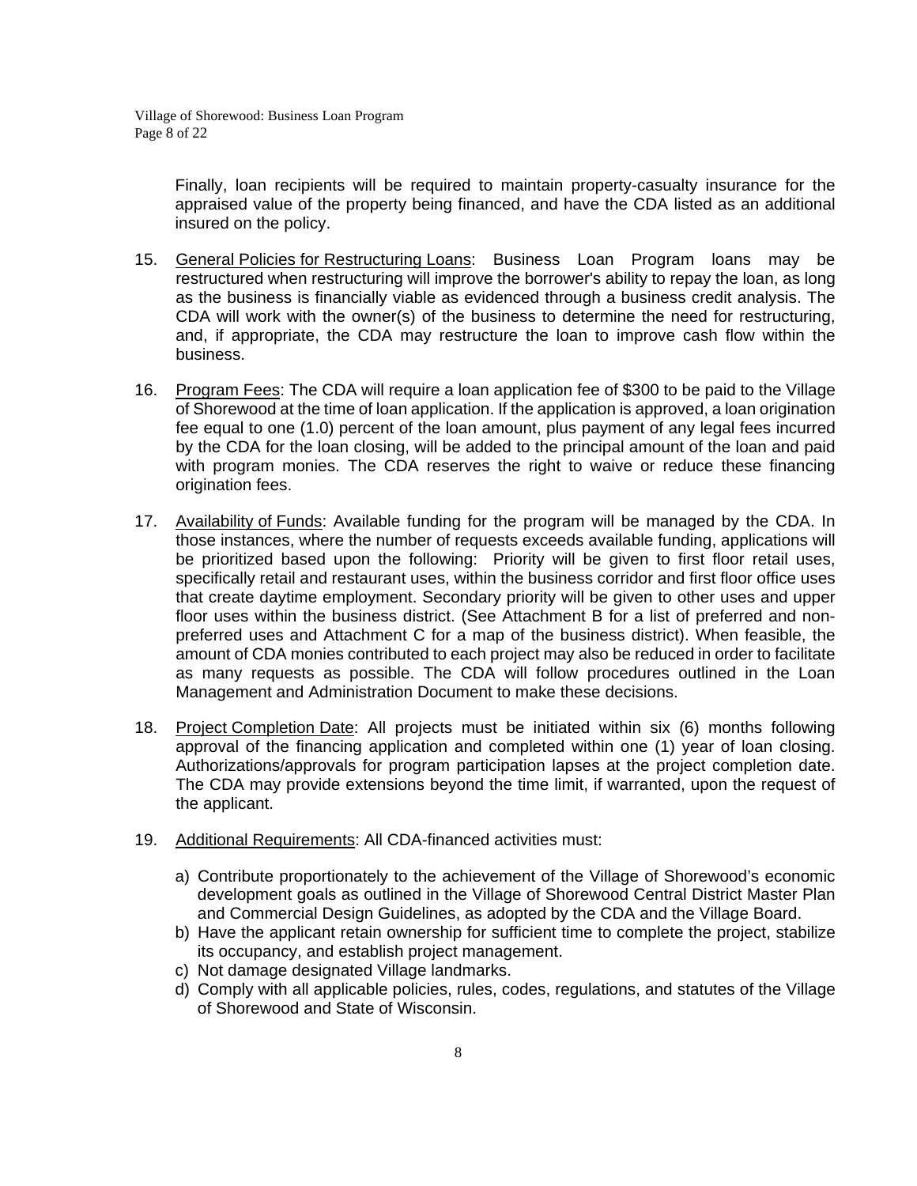Finally, loan recipients will be required to maintain property-casualty insurance for the appraised value of the property being financed, and have the CDA listed as an additional insured on the policy.

15. <u>General Policies for Restructuring Loans</u>: Business Loan Program loans may be restructured when restructuring will improve the borrower's ability to repay the loan, as long as the business is financially viable as evidenced through a business credit analysis. The CDA will work with the owner(s) of the business to determine the need for restructuring, and, if appropriate, the CDA may restructure the loan to improve cash flow within the business.

16. <u>Program Fees</u>: The CDA will require a loan application fee of $300 to be paid to the Village of Shorewood at the time of loan application. If the application is approved, a loan origination fee equal to one (1.0) percent of the loan amount, plus payment of any legal fees incurred by the CDA for the loan closing, will be added to the principal amount of the loan and paid with program monies. The CDA reserves the right to waive or reduce these financing origination fees.

17. <u>Availability of Funds</u>: Available funding for the program will be managed by the CDA. In those instances, where the number of requests exceeds available funding, applications will be prioritized based upon the following: Priority will be given to first floor retail uses, specifically retail and restaurant uses, within the business corridor and first floor office uses that create daytime employment. Secondary priority will be given to other uses and upper floor uses within the business district. (See Attachment B for a list of preferred and non-preferred uses and Attachment C for a map of the business district). When feasible, the amount of CDA monies contributed to each project may also be reduced in order to facilitate as many requests as possible. The CDA will follow procedures outlined in the Loan Management and Administration Document to make these decisions.

18. <u>Project Completion Date</u>: All projects must be initiated within six (6) months following approval of the financing application and completed within one (1) year of loan closing. Authorizations/approvals for program participation lapses at the project completion date. The CDA may provide extensions beyond the time limit, if warranted, upon the request of the applicant.

19. <u>Additional Requirements</u>: All CDA-financed activities must:

    a) Contribute proportionately to the achievement of the Village of Shorewood's economic development goals as outlined in the Village of Shorewood Central District Master Plan and Commercial Design Guidelines, as adopted by the CDA and the Village Board.
    b) Have the applicant retain ownership for sufficient time to complete the project, stabilize its occupancy, and establish project management.
    c) Not damage designated Village landmarks.
    d) Comply with all applicable policies, rules, codes, regulations, and statutes of the Village of Shorewood and State of Wisconsin.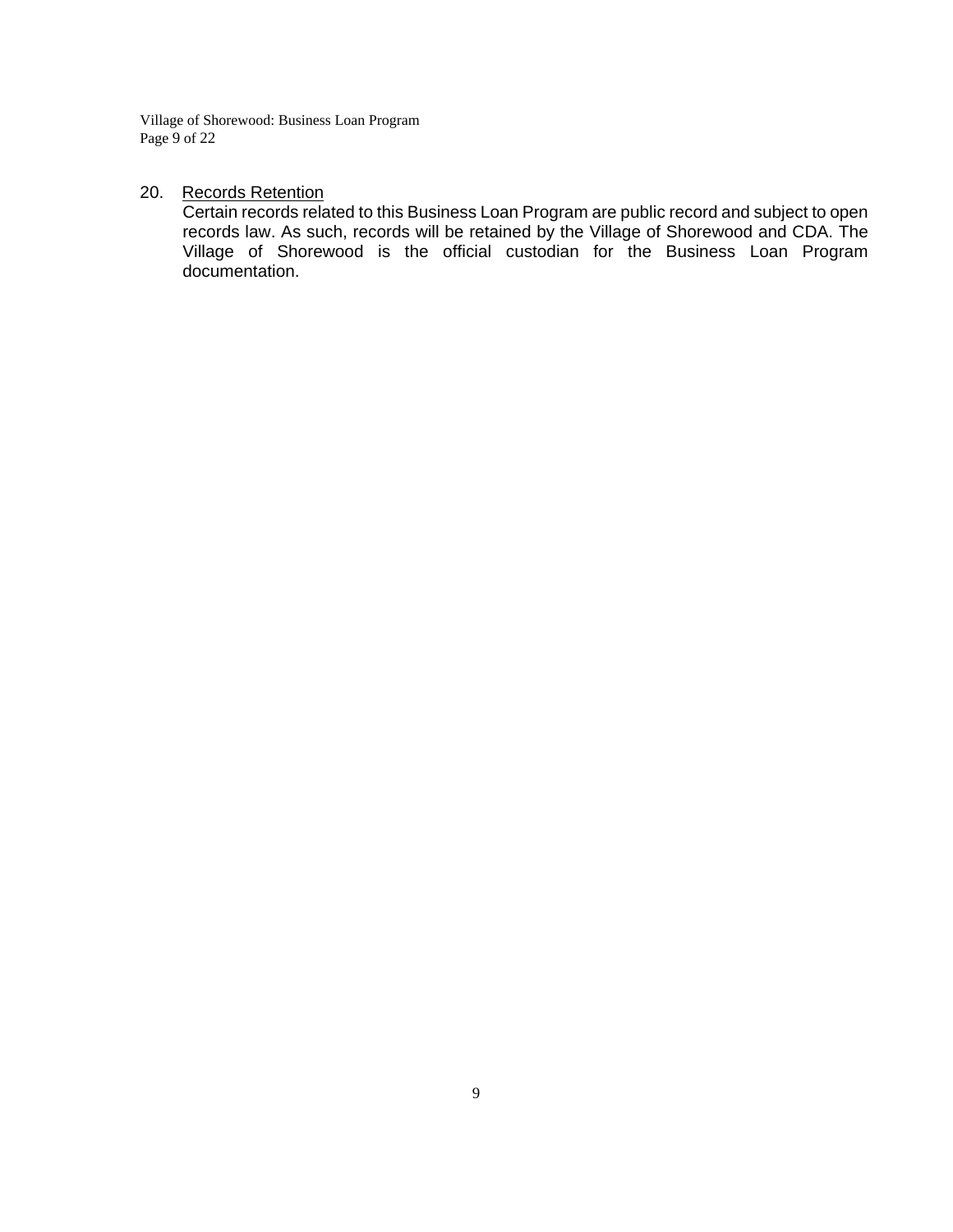20. <u>Records Retention</u>

Certain records related to this Business Loan Program are public record and subject to open records law. As such, records will be retained by the Village of Shorewood and CDA. The Village of Shorewood is the official custodian for the Business Loan Program documentation.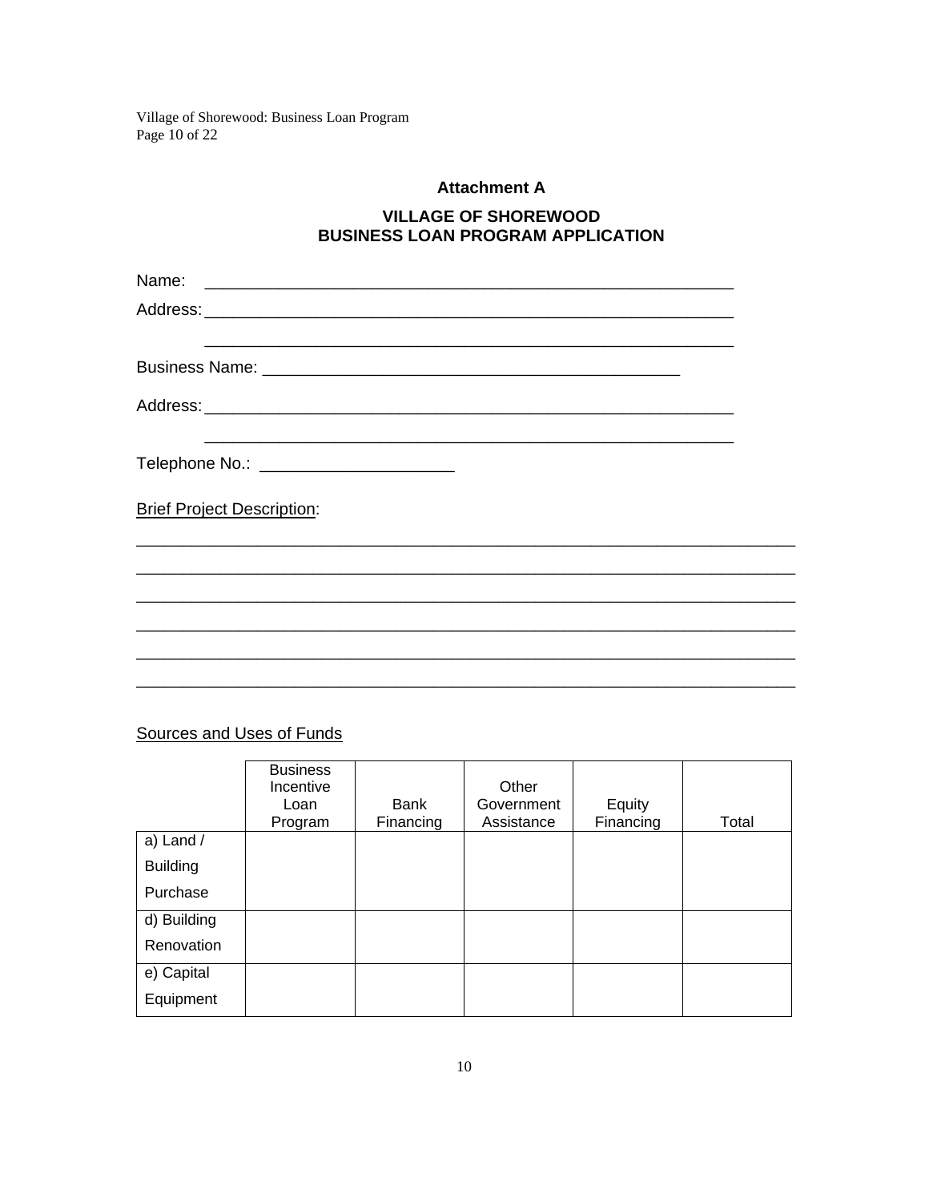**Attachment A**

**VILLAGE OF SHOREWOOD**
**BUSINESS LOAN PROGRAM APPLICATION**

Name: ___________________________________________________________

Address: ___________________________________________________________

___________________________________________________________

Business Name: _______________________________________________

Address: ___________________________________________________________

___________________________________________________________

Telephone No.: ______________________

Brief Project Description:

___________________________________________________________________________

___________________________________________________________________________

___________________________________________________________________________

___________________________________________________________________________

___________________________________________________________________________

___________________________________________________________________________

Sources and Uses of Funds

| | Business Incentive Loan Program | Bank Financing | Other Government Assistance | Equity Financing | Total |
|---|---|---|---|---|---|
| a) Land / Building Purchase | | | | | |
| d) Building Renovation | | | | | |
| e) Capital Equipment | | | | | |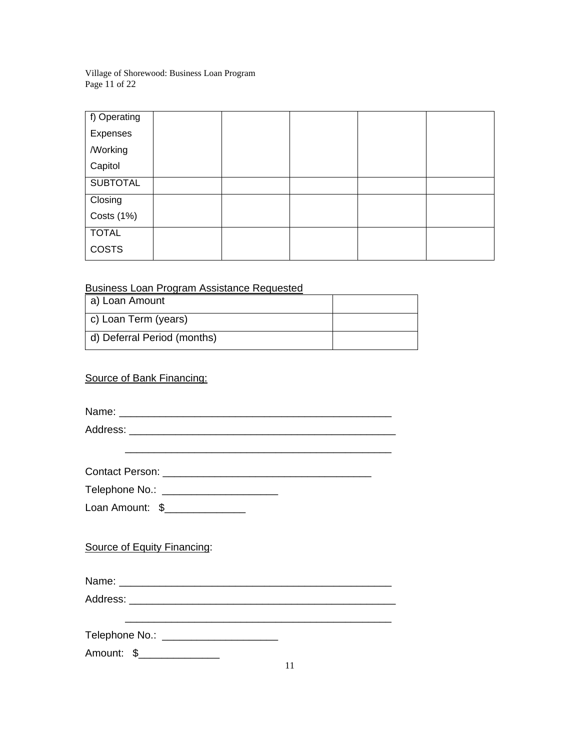| f) Operating Expenses /Working Capitol | | | | | |
|---|---|---|---|---|---|
| SUBTOTAL | | | | | |
| Closing Costs (1%) | | | | | |
| TOTAL COSTS | | | | | |

Business Loan Program Assistance Requested

| a) Loan Amount | |
|---|---|
| c) Loan Term (years) | |
| d) Deferral Period (months) | |

Source of Bank Financing:

Name: ______________________________________________

Address: ______________________________________________

______________________________________________

Contact Person: ___________________________________

Telephone No.: ___________________

Loan Amount: $_____________

Source of Equity Financing:

Name: ______________________________________________

Address: ______________________________________________

______________________________________________

Telephone No.: ___________________

Amount: $_____________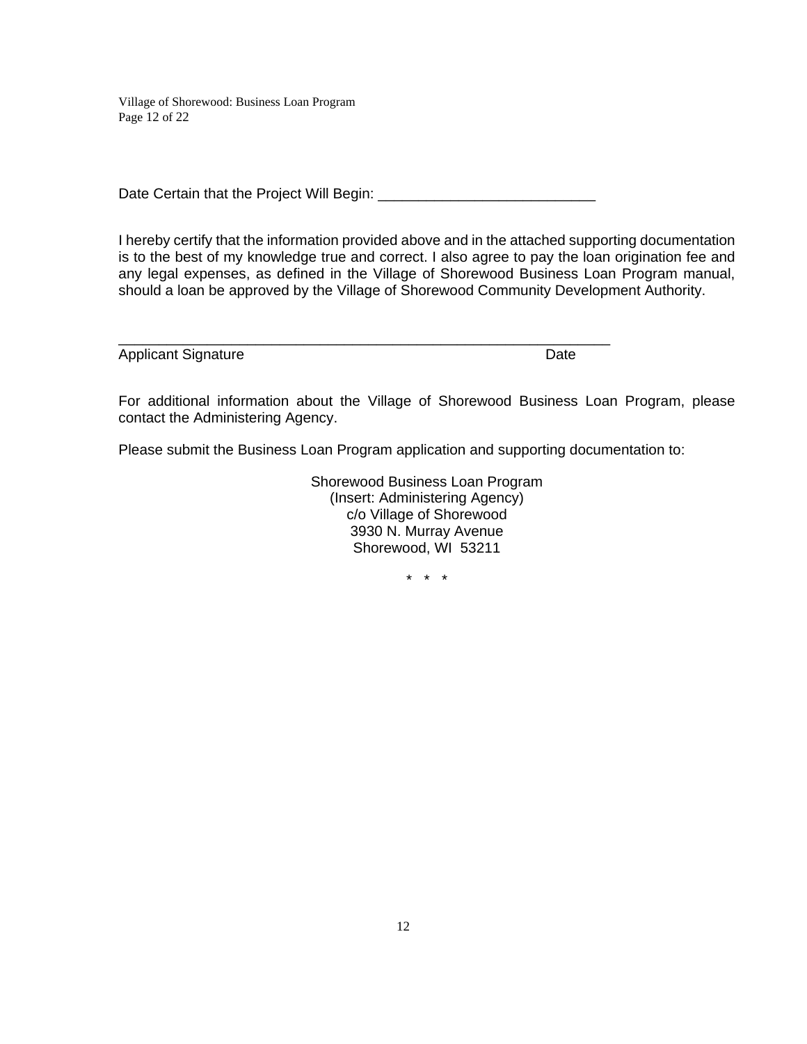Date Certain that the Project Will Begin: ___________________________

I hereby certify that the information provided above and in the attached supporting documentation is to the best of my knowledge true and correct. I also agree to pay the loan origination fee and any legal expenses, as defined in the Village of Shorewood Business Loan Program manual, should a loan be approved by the Village of Shorewood Community Development Authority.

_______________________________________________________________
Applicant Signature                                                                                    Date

For additional information about the Village of Shorewood Business Loan Program, please contact the Administering Agency.

Please submit the Business Loan Program application and supporting documentation to:

Shorewood Business Loan Program
(Insert: Administering Agency)
c/o Village of Shorewood
3930 N. Murray Avenue
Shorewood, WI 53211

\* \* \*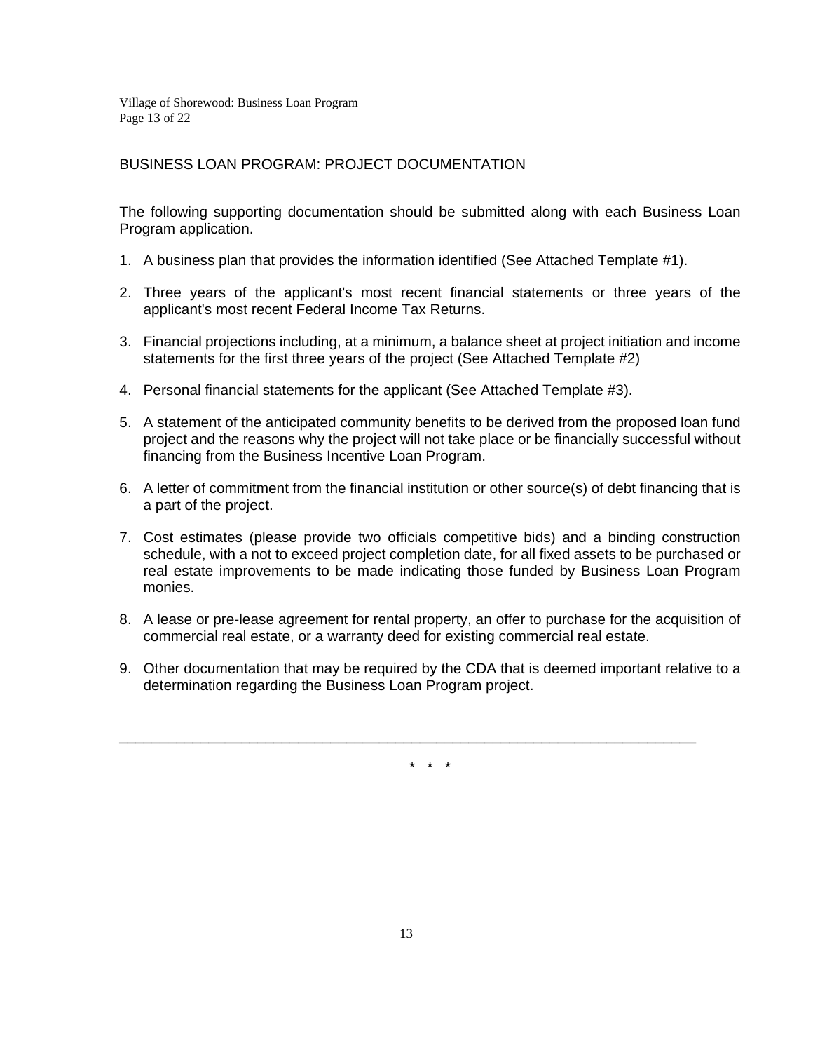## BUSINESS LOAN PROGRAM: PROJECT DOCUMENTATION

The following supporting documentation should be submitted along with each Business Loan Program application.

1. A business plan that provides the information identified (See Attached Template #1).
2. Three years of the applicant's most recent financial statements or three years of the applicant's most recent Federal Income Tax Returns.
3. Financial projections including, at a minimum, a balance sheet at project initiation and income statements for the first three years of the project (See Attached Template #2)
4. Personal financial statements for the applicant (See Attached Template #3).
5. A statement of the anticipated community benefits to be derived from the proposed loan fund project and the reasons why the project will not take place or be financially successful without financing from the Business Incentive Loan Program.
6. A letter of commitment from the financial institution or other source(s) of debt financing that is a part of the project.
7. Cost estimates (please provide two officials competitive bids) and a binding construction schedule, with a not to exceed project completion date, for all fixed assets to be purchased or real estate improvements to be made indicating those funded by Business Loan Program monies.
8. A lease or pre-lease agreement for rental property, an offer to purchase for the acquisition of commercial real estate, or a warranty deed for existing commercial real estate.
9. Other documentation that may be required by the CDA that is deemed important relative to a determination regarding the Business Loan Program project.

---

\* \* \*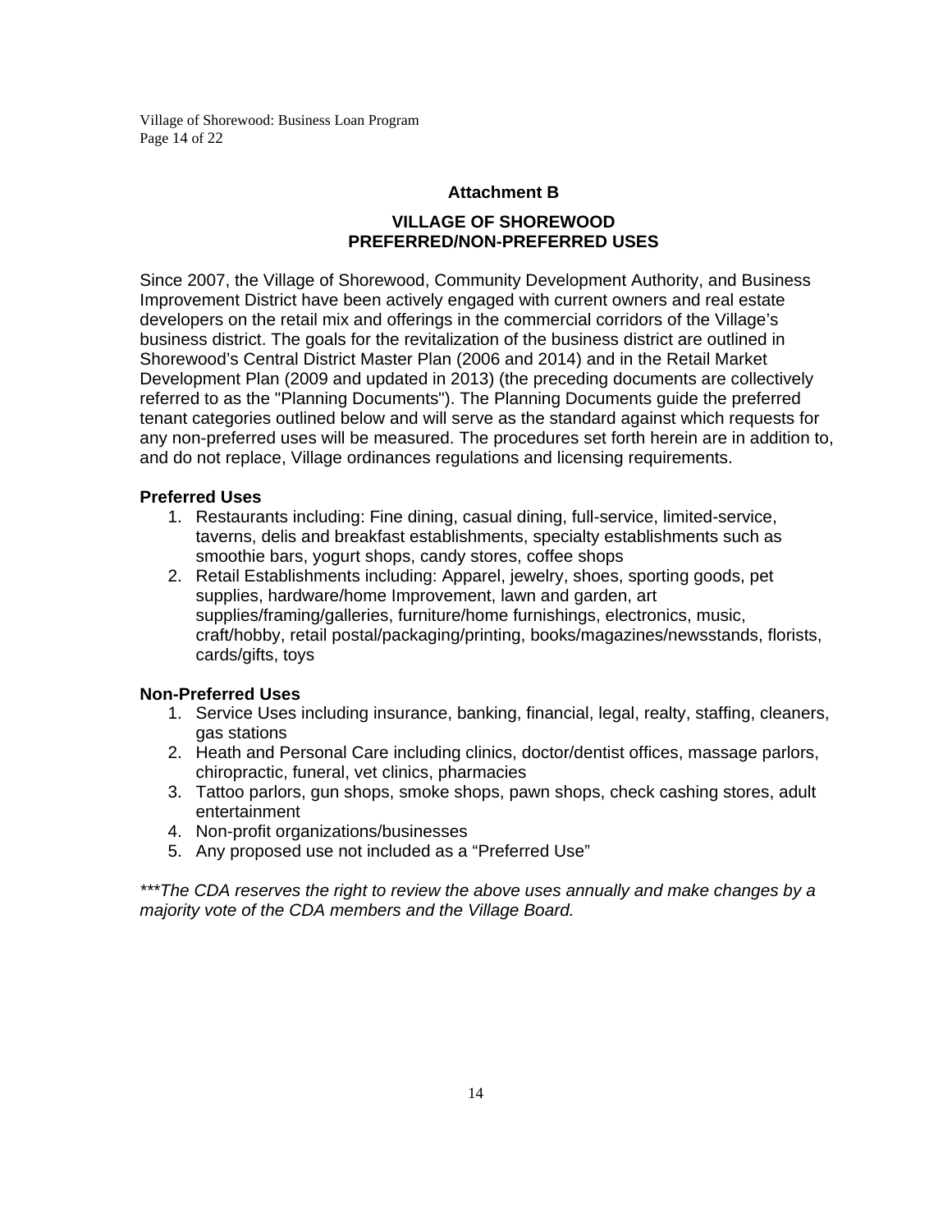## Attachment B

## VILLAGE OF SHOREWOOD
## PREFERRED/NON-PREFERRED USES

Since 2007, the Village of Shorewood, Community Development Authority, and Business Improvement District have been actively engaged with current owners and real estate developers on the retail mix and offerings in the commercial corridors of the Village's business district. The goals for the revitalization of the business district are outlined in Shorewood's Central District Master Plan (2006 and 2014) and in the Retail Market Development Plan (2009 and updated in 2013) (the preceding documents are collectively referred to as the "Planning Documents"). The Planning Documents guide the preferred tenant categories outlined below and will serve as the standard against which requests for any non-preferred uses will be measured. The procedures set forth herein are in addition to, and do not replace, Village ordinances regulations and licensing requirements.

**Preferred Uses**

1. Restaurants including: Fine dining, casual dining, full-service, limited-service, taverns, delis and breakfast establishments, specialty establishments such as smoothie bars, yogurt shops, candy stores, coffee shops
2. Retail Establishments including: Apparel, jewelry, shoes, sporting goods, pet supplies, hardware/home Improvement, lawn and garden, art supplies/framing/galleries, furniture/home furnishings, electronics, music, craft/hobby, retail postal/packaging/printing, books/magazines/newsstands, florists, cards/gifts, toys

**Non-Preferred Uses**

1. Service Uses including insurance, banking, financial, legal, realty, staffing, cleaners, gas stations
2. Heath and Personal Care including clinics, doctor/dentist offices, massage parlors, chiropractic, funeral, vet clinics, pharmacies
3. Tattoo parlors, gun shops, smoke shops, pawn shops, check cashing stores, adult entertainment
4. Non-profit organizations/businesses
5. Any proposed use not included as a "Preferred Use"

*\*\*\*The CDA reserves the right to review the above uses annually and make changes by a majority vote of the CDA members and the Village Board.*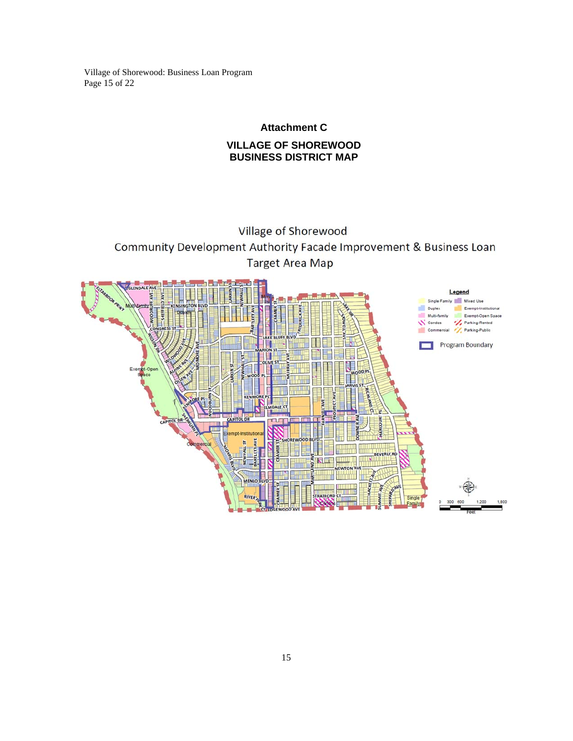## Attachment C

## VILLAGE OF SHOREWOOD BUSINESS DISTRICT MAP

Village of Shorewood
Community Development Authority Facade Improvement & Business Loan
Target Area Map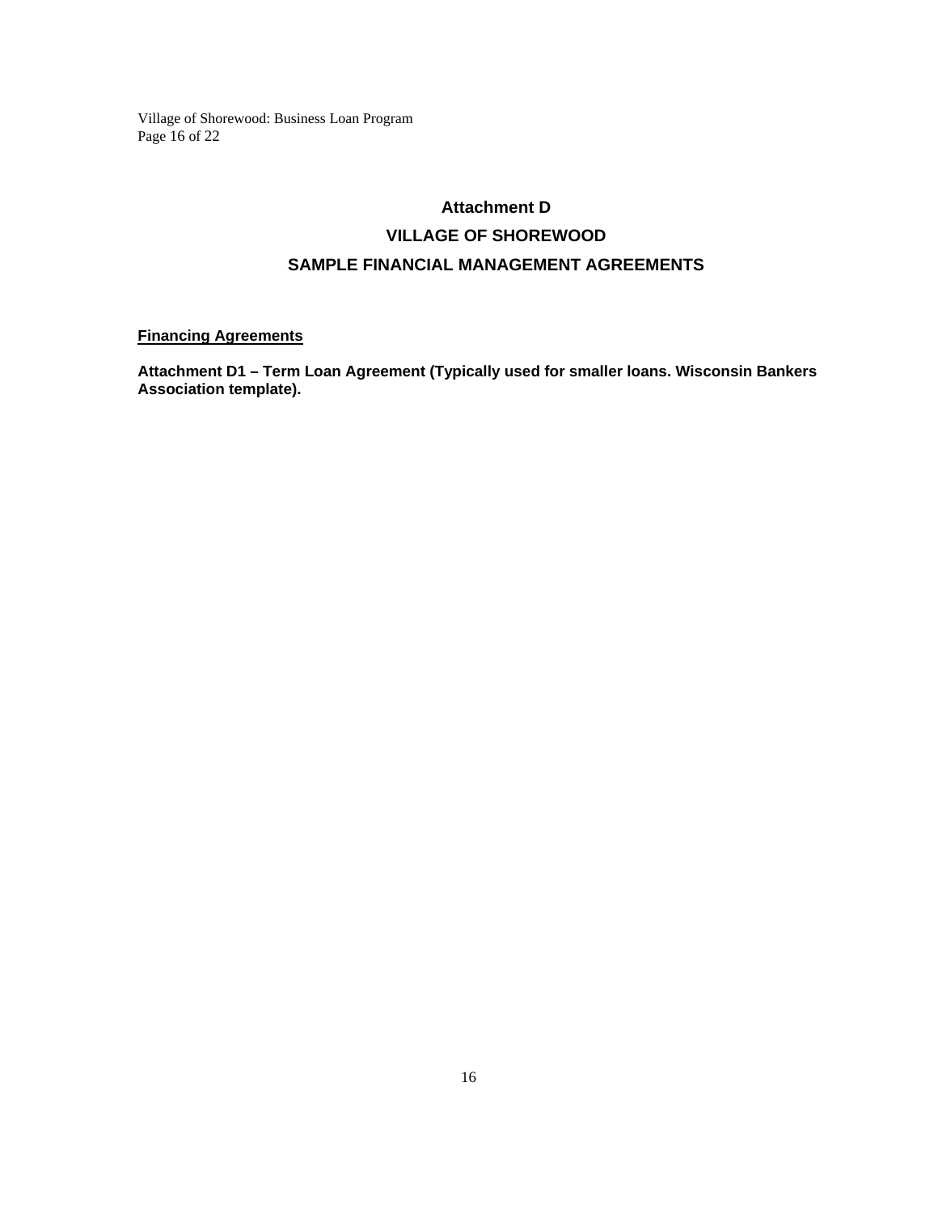# Attachment D

## VILLAGE OF SHOREWOOD

## SAMPLE FINANCIAL MANAGEMENT AGREEMENTS

**Financing Agreements**

**Attachment D1 – Term Loan Agreement (Typically used for smaller loans. Wisconsin Bankers Association template).**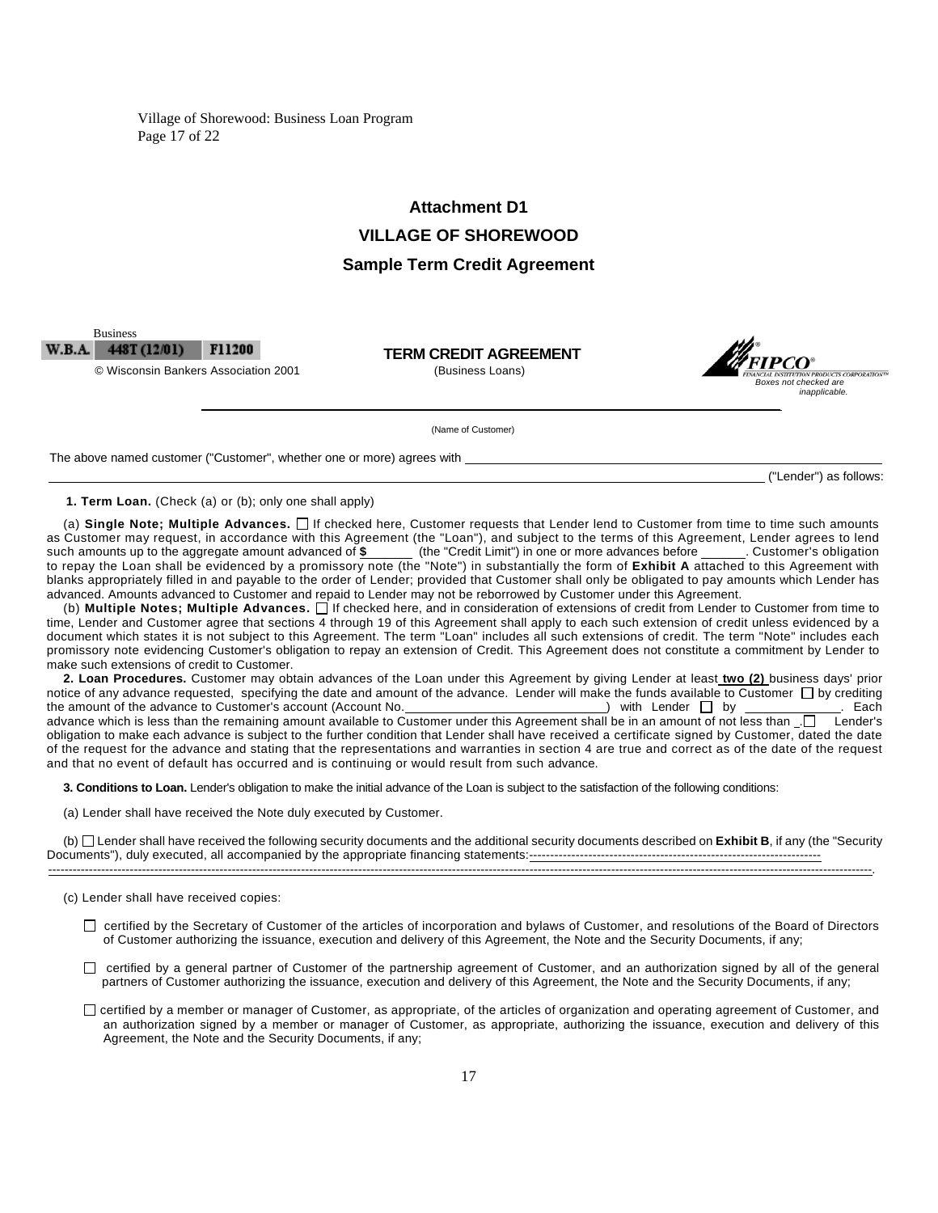# Attachment D1

# VILLAGE OF SHOREWOOD

# Sample Term Credit Agreement

Business
W.B.A. 448T (12/01) F11200
© Wisconsin Bankers Association 2001

**TERM CREDIT AGREEMENT**
(Business Loans)

FIPCO®
FINANCIAL INSTITUTION PRODUCTS CORPORATION
*Boxes not checked are inapplicable.*

______________________________________________
(Name of Customer)

The above named customer ("Customer", whether one or more) agrees with ______________________________________________ ("Lender") as follows:

**1. Term Loan.** (Check (a) or (b); only one shall apply)

(a) **Single Note; Multiple Advances.** ☐ If checked here, Customer requests that Lender lend to Customer from time to time such amounts as Customer may request, in accordance with this Agreement (the "Loan"), and subject to the terms of this Agreement, Lender agrees to lend such amounts up to the aggregate amount advanced of **$**_______ (the "Credit Limit") in one or more advances before _______. Customer's obligation to repay the Loan shall be evidenced by a promissory note (the "Note") in substantially the form of **Exhibit A** attached to this Agreement with blanks appropriately filled in and payable to the order of Lender; provided that Customer shall only be obligated to pay amounts which Lender has advanced. Amounts advanced to Customer and repaid to Lender may not be reborrowed by Customer under this Agreement.

(b) **Multiple Notes; Multiple Advances.** ☐ If checked here, and in consideration of extensions of credit from Lender to Customer from time to time, Lender and Customer agree that sections 4 through 19 of this Agreement shall apply to each such extension of credit unless evidenced by a document which states it is not subject to this Agreement. The term "Loan" includes all such extensions of credit. The term "Note" includes each promissory note evidencing Customer's obligation to repay an extension of Credit. This Agreement does not constitute a commitment by Lender to make such extensions of credit to Customer.

**2. Loan Procedures.** Customer may obtain advances of the Loan under this Agreement by giving Lender at least **two (2)** business days' prior notice of any advance requested, specifying the date and amount of the advance. Lender will make the funds available to Customer ☐ by crediting the amount of the advance to Customer's account (Account No.______________________________) with Lender ☐ by ______________. Each advance which is less than the remaining amount available to Customer under this Agreement shall be in an amount of not less than _. ☐ Lender's obligation to make each advance is subject to the further condition that Lender shall have received a certificate signed by Customer, dated the date of the request for the advance and stating that the representations and warranties in section 4 are true and correct as of the date of the request and that no event of default has occurred and is continuing or would result from such advance.

**3. Conditions to Loan.** Lender's obligation to make the initial advance of the Loan is subject to the satisfaction of the following conditions:

(a) Lender shall have received the Note duly executed by Customer.

(b) ☐ Lender shall have received the following security documents and the additional security documents described on **Exhibit B**, if any (the "Security Documents"), duly executed, all accompanied by the appropriate financing statements:-----------------------------------------------------------------------------------------------------------------------------.

(c) Lender shall have received copies:

☐ certified by the Secretary of Customer of the articles of incorporation and bylaws of Customer, and resolutions of the Board of Directors of Customer authorizing the issuance, execution and delivery of this Agreement, the Note and the Security Documents, if any;

☐ certified by a general partner of Customer of the partnership agreement of Customer, and an authorization signed by all of the general partners of Customer authorizing the issuance, execution and delivery of this Agreement, the Note and the Security Documents, if any;

☐ certified by a member or manager of Customer, as appropriate, of the articles of organization and operating agreement of Customer, and an authorization signed by a member or manager of Customer, as appropriate, authorizing the issuance, execution and delivery of this Agreement, the Note and the Security Documents, if any;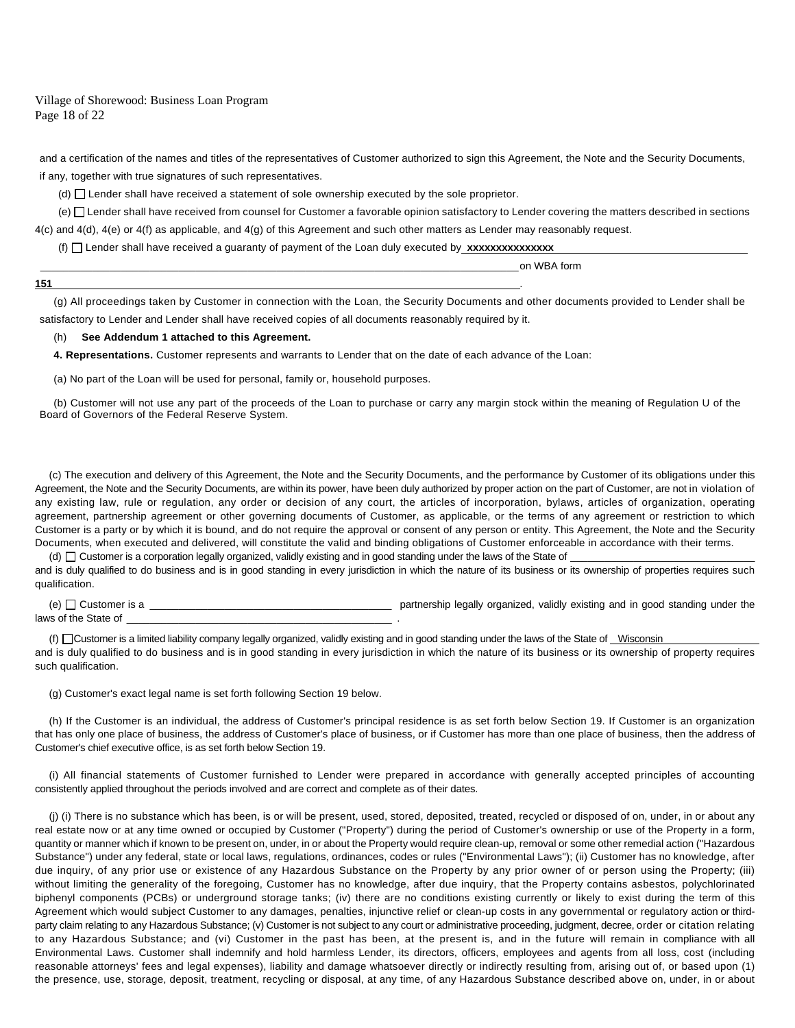and a certification of the names and titles of the representatives of Customer authorized to sign this Agreement, the Note and the Security Documents, if any, together with true signatures of such representatives.

(d) ☐ Lender shall have received a statement of sole ownership executed by the sole proprietor.

(e) ☐ Lender shall have received from counsel for Customer a favorable opinion satisfactory to Lender covering the matters described in sections 4(c) and 4(d), 4(e) or 4(f) as applicable, and 4(g) of this Agreement and such other matters as Lender may reasonably request.

(f) ☐ Lender shall have received a guaranty of payment of the Loan duly executed by **xxxxxxxxxxxxxxx** ______________________________ on WBA form **151** ______________________________.

(g) All proceedings taken by Customer in connection with the Loan, the Security Documents and other documents provided to Lender shall be satisfactory to Lender and Lender shall have received copies of all documents reasonably required by it.

(h) **See Addendum 1 attached to this Agreement.**

**4. Representations.** Customer represents and warrants to Lender that on the date of each advance of the Loan:

(a) No part of the Loan will be used for personal, family or, household purposes.

(b) Customer will not use any part of the proceeds of the Loan to purchase or carry any margin stock within the meaning of Regulation U of the Board of Governors of the Federal Reserve System.

(c) The execution and delivery of this Agreement, the Note and the Security Documents, and the performance by Customer of its obligations under this Agreement, the Note and the Security Documents, are within its power, have been duly authorized by proper action on the part of Customer, are not in violation of any existing law, rule or regulation, any order or decision of any court, the articles of incorporation, bylaws, articles of organization, operating agreement, partnership agreement or other governing documents of Customer, as applicable, or the terms of any agreement or restriction to which Customer is a party or by which it is bound, and do not require the approval or consent of any person or entity. This Agreement, the Note and the Security Documents, when executed and delivered, will constitute the valid and binding obligations of Customer enforceable in accordance with their terms.

(d) ☐ Customer is a corporation legally organized, validly existing and in good standing under the laws of the State of ______________________________ and is duly qualified to do business and is in good standing in every jurisdiction in which the nature of its business or its ownership of properties requires such qualification.

(e) ☐ Customer is a ______________________________ partnership legally organized, validly existing and in good standing under the laws of the State of ______________________________.

(f) ☐ Customer is a limited liability company legally organized, validly existing and in good standing under the laws of the State of Wisconsin ______________________________ and is duly qualified to do business and is in good standing in every jurisdiction in which the nature of its business or its ownership of property requires such qualification.

(g) Customer's exact legal name is set forth following Section 19 below.

(h) If the Customer is an individual, the address of Customer's principal residence is as set forth below Section 19. If Customer is an organization that has only one place of business, the address of Customer's place of business, or if Customer has more than one place of business, then the address of Customer's chief executive office, is as set forth below Section 19.

(i) All financial statements of Customer furnished to Lender were prepared in accordance with generally accepted principles of accounting consistently applied throughout the periods involved and are correct and complete as of their dates.

(j) (i) There is no substance which has been, is or will be present, used, stored, deposited, treated, recycled or disposed of on, under, in or about any real estate now or at any time owned or occupied by Customer ("Property") during the period of Customer's ownership or use of the Property in a form, quantity or manner which if known to be present on, under, in or about the Property would require clean-up, removal or some other remedial action ("Hazardous Substance") under any federal, state or local laws, regulations, ordinances, codes or rules ("Environmental Laws"); (ii) Customer has no knowledge, after due inquiry, of any prior use or existence of any Hazardous Substance on the Property by any prior owner of or person using the Property; (iii) without limiting the generality of the foregoing, Customer has no knowledge, after due inquiry, that the Property contains asbestos, polychlorinated biphenyl components (PCBs) or underground storage tanks; (iv) there are no conditions existing currently or likely to exist during the term of this Agreement which would subject Customer to any damages, penalties, injunctive relief or clean-up costs in any governmental or regulatory action or third-party claim relating to any Hazardous Substance; (v) Customer is not subject to any court or administrative proceeding, judgment, decree, order or citation relating to any Hazardous Substance; and (vi) Customer in the past has been, at the present is, and in the future will remain in compliance with all Environmental Laws. Customer shall indemnify and hold harmless Lender, its directors, officers, employees and agents from all loss, cost (including reasonable attorneys' fees and legal expenses), liability and damage whatsoever directly or indirectly resulting from, arising out of, or based upon (1) the presence, use, storage, deposit, treatment, recycling or disposal, at any time, of any Hazardous Substance described above on, under, in or about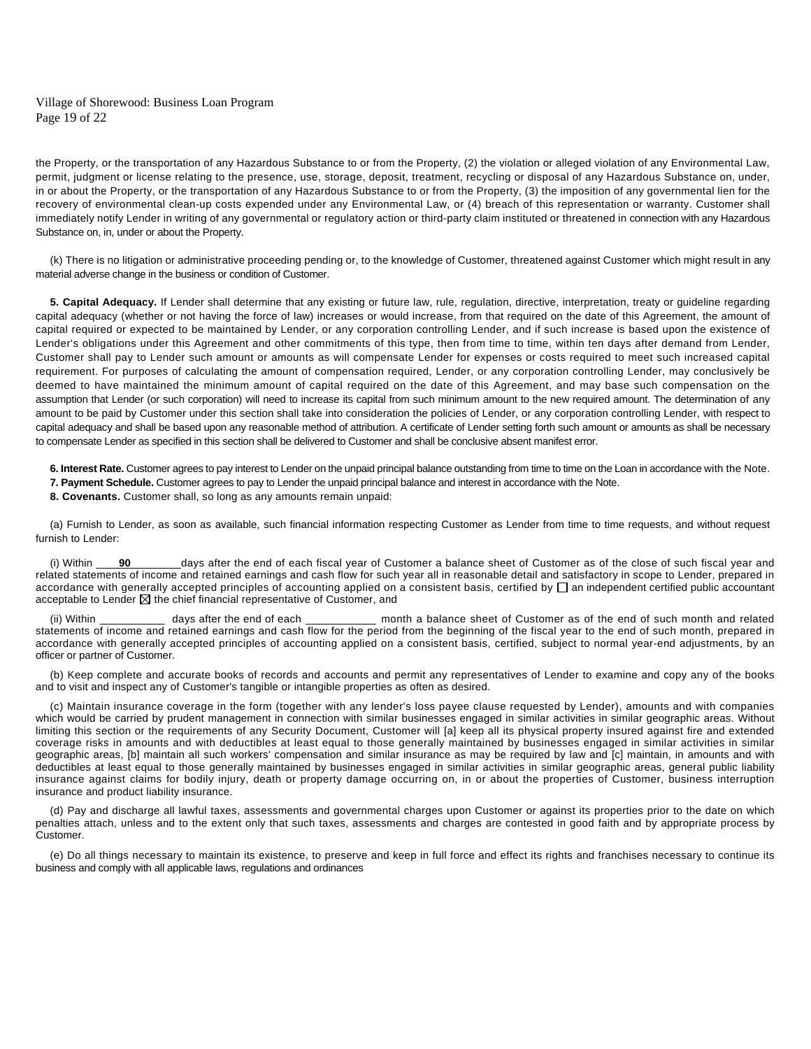the Property, or the transportation of any Hazardous Substance to or from the Property, (2) the violation or alleged violation of any Environmental Law, permit, judgment or license relating to the presence, use, storage, deposit, treatment, recycling or disposal of any Hazardous Substance on, under, in or about the Property, or the transportation of any Hazardous Substance to or from the Property, (3) the imposition of any governmental lien for the recovery of environmental clean-up costs expended under any Environmental Law, or (4) breach of this representation or warranty. Customer shall immediately notify Lender in writing of any governmental or regulatory action or third-party claim instituted or threatened in connection with any Hazardous Substance on, in, under or about the Property.

(k) There is no litigation or administrative proceeding pending or, to the knowledge of Customer, threatened against Customer which might result in any material adverse change in the business or condition of Customer.

**5. Capital Adequacy.** If Lender shall determine that any existing or future law, rule, regulation, directive, interpretation, treaty or guideline regarding capital adequacy (whether or not having the force of law) increases or would increase, from that required on the date of this Agreement, the amount of capital required or expected to be maintained by Lender, or any corporation controlling Lender, and if such increase is based upon the existence of Lender's obligations under this Agreement and other commitments of this type, then from time to time, within ten days after demand from Lender, Customer shall pay to Lender such amount or amounts as will compensate Lender for expenses or costs required to meet such increased capital requirement. For purposes of calculating the amount of compensation required, Lender, or any corporation controlling Lender, may conclusively be deemed to have maintained the minimum amount of capital required on the date of this Agreement, and may base such compensation on the assumption that Lender (or such corporation) will need to increase its capital from such minimum amount to the new required amount. The determination of any amount to be paid by Customer under this section shall take into consideration the policies of Lender, or any corporation controlling Lender, with respect to capital adequacy and shall be based upon any reasonable method of attribution. A certificate of Lender setting forth such amount or amounts as shall be necessary to compensate Lender as specified in this section shall be delivered to Customer and shall be conclusive absent manifest error.

**6. Interest Rate.** Customer agrees to pay interest to Lender on the unpaid principal balance outstanding from time to time on the Loan in accordance with the Note.

**7. Payment Schedule.** Customer agrees to pay to Lender the unpaid principal balance and interest in accordance with the Note.

**8. Covenants.** Customer shall, so long as any amounts remain unpaid:

(a) Furnish to Lender, as soon as available, such financial information respecting Customer as Lender from time to time requests, and without request furnish to Lender:

(i) Within ____**90**________days after the end of each fiscal year of Customer a balance sheet of Customer as of the close of such fiscal year and related statements of income and retained earnings and cash flow for such year all in reasonable detail and satisfactory in scope to Lender, prepared in accordance with generally accepted principles of accounting applied on a consistent basis, certified by ☐ an independent certified public accountant acceptable to Lender ☒ the chief financial representative of Customer, and

(ii) Within __________ days after the end of each ___________ month a balance sheet of Customer as of the end of such month and related statements of income and retained earnings and cash flow for the period from the beginning of the fiscal year to the end of such month, prepared in accordance with generally accepted principles of accounting applied on a consistent basis, certified, subject to normal year-end adjustments, by an officer or partner of Customer.

(b) Keep complete and accurate books of records and accounts and permit any representatives of Lender to examine and copy any of the books and to visit and inspect any of Customer's tangible or intangible properties as often as desired.

(c) Maintain insurance coverage in the form (together with any lender's loss payee clause requested by Lender), amounts and with companies which would be carried by prudent management in connection with similar businesses engaged in similar activities in similar geographic areas. Without limiting this section or the requirements of any Security Document, Customer will [a] keep all its physical property insured against fire and extended coverage risks in amounts and with deductibles at least equal to those generally maintained by businesses engaged in similar activities in similar geographic areas, [b] maintain all such workers' compensation and similar insurance as may be required by law and [c] maintain, in amounts and with deductibles at least equal to those generally maintained by businesses engaged in similar activities in similar geographic areas, general public liability insurance against claims for bodily injury, death or property damage occurring on, in or about the properties of Customer, business interruption insurance and product liability insurance.

(d) Pay and discharge all lawful taxes, assessments and governmental charges upon Customer or against its properties prior to the date on which penalties attach, unless and to the extent only that such taxes, assessments and charges are contested in good faith and by appropriate process by Customer.

(e) Do all things necessary to maintain its existence, to preserve and keep in full force and effect its rights and franchises necessary to continue its business and comply with all applicable laws, regulations and ordinances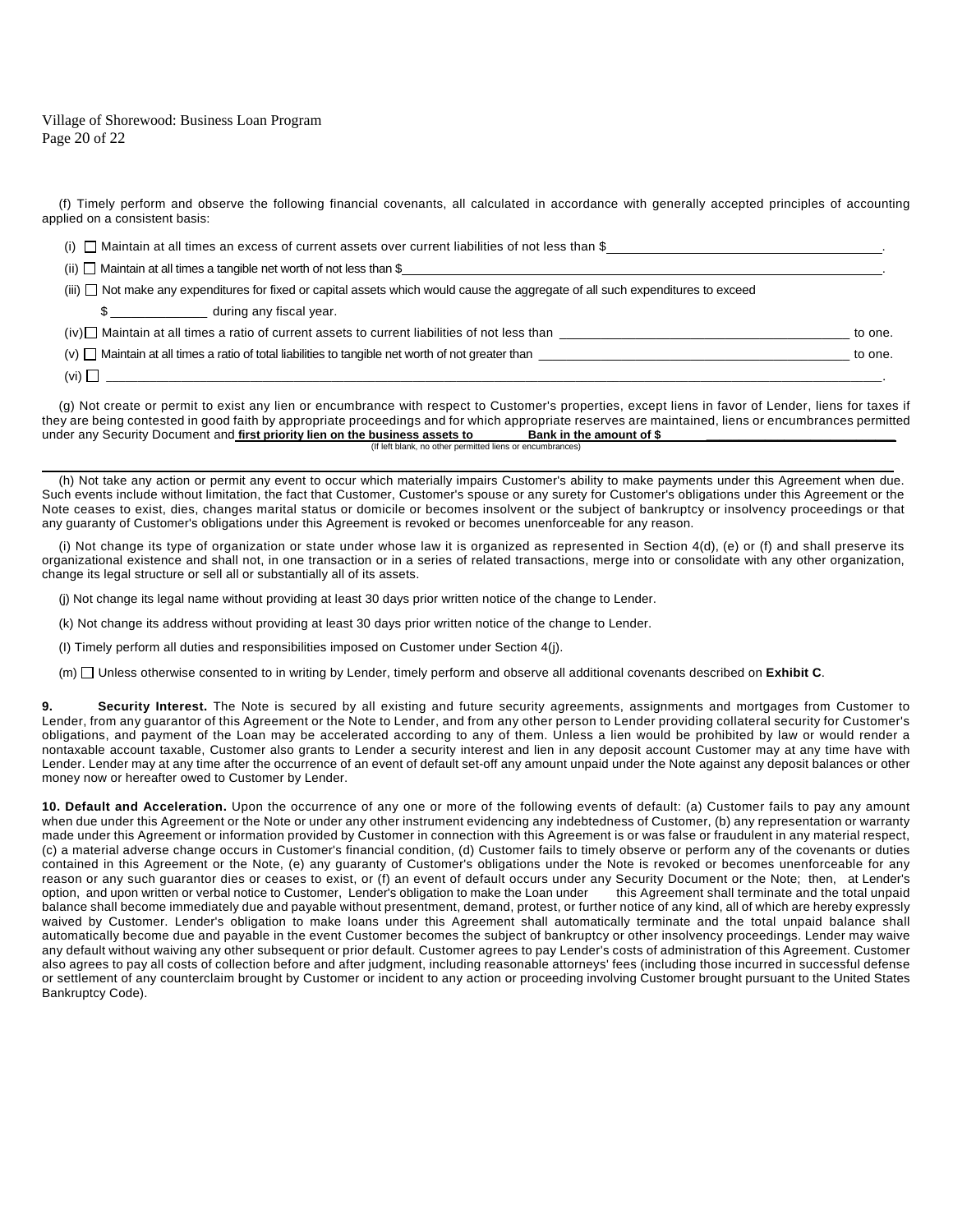(f) Timely perform and observe the following financial covenants, all calculated in accordance with generally accepted principles of accounting applied on a consistent basis:

(i) ☐ Maintain at all times an excess of current assets over current liabilities of not less than $\_\_\_\_\_\_\_\_\_\_\_\_\_\_\_\_\_\_\_\_\_\_\_\_\_\_\_\_\_\_\_\_.

(ii) ☐ Maintain at all times a tangible net worth of not less than $\_\_\_\_\_\_\_\_\_\_\_\_\_\_\_\_\_\_\_\_\_\_\_\_\_\_\_\_\_\_\_\_\_\_\_\_\_\_\_\_\_\_\_\_\_\_\_\_.

(iii) ☐ Not make any expenditures for fixed or capital assets which would cause the aggregate of all such expenditures to exceed

$ \_\_\_\_\_\_\_\_\_\_\_\_\_ during any fiscal year.

(iv) ☐ Maintain at all times a ratio of current assets to current liabilities of not less than \_\_\_\_\_\_\_\_\_\_\_\_\_\_\_\_\_\_\_\_\_\_\_\_\_\_\_\_\_\_\_\_\_\_\_\_\_ to one.

(v) ☐ Maintain at all times a ratio of total liabilities to tangible net worth of not greater than \_\_\_\_\_\_\_\_\_\_\_\_\_\_\_\_\_\_\_\_\_\_\_\_\_\_\_\_\_\_\_\_\_\_\_\_\_\_\_\_\_ to one.

(vi) ☐ \_\_\_\_\_\_\_\_\_\_\_\_\_\_\_\_\_\_\_\_\_\_\_\_\_\_\_\_\_\_\_\_\_\_\_\_\_\_\_\_\_\_\_\_\_\_\_\_\_\_\_\_\_\_\_\_\_\_\_\_\_\_\_\_\_\_\_\_\_\_\_\_\_\_\_\_\_\_\_\_\_\_\_\_\_\_\_\_\_\_\_\_\_\_\_\_\_\_\_.

(g) Not create or permit to exist any lien or encumbrance with respect to Customer's properties, except liens in favor of Lender, liens for taxes if they are being contested in good faith by appropriate proceedings and for which appropriate reserves are maintained, liens or encumbrances permitted under any Security Document and **first priority lien on the business assets to \_\_\_\_\_\_\_\_ Bank in the amount of $ \_\_\_\_\_\_\_\_\_\_\_\_\_\_\_\_\_\_\_\_\_\_\_\_\_\_**

(If left blank, no other permitted liens or encumbrances)

(h) Not take any action or permit any event to occur which materially impairs Customer's ability to make payments under this Agreement when due. Such events include without limitation, the fact that Customer, Customer's spouse or any surety for Customer's obligations under this Agreement or the Note ceases to exist, dies, changes marital status or domicile or becomes insolvent or the subject of bankruptcy or insolvency proceedings or that any guaranty of Customer's obligations under this Agreement is revoked or becomes unenforceable for any reason.

(i) Not change its type of organization or state under whose law it is organized as represented in Section 4(d), (e) or (f) and shall preserve its organizational existence and shall not, in one transaction or in a series of related transactions, merge into or consolidate with any other organization, change its legal structure or sell all or substantially all of its assets.

(j) Not change its legal name without providing at least 30 days prior written notice of the change to Lender.

(k) Not change its address without providing at least 30 days prior written notice of the change to Lender.

(l) Timely perform all duties and responsibilities imposed on Customer under Section 4(j).

(m) ☐ Unless otherwise consented to in writing by Lender, timely perform and observe all additional covenants described on **Exhibit C**.

**9. Security Interest.** The Note is secured by all existing and future security agreements, assignments and mortgages from Customer to Lender, from any guarantor of this Agreement or the Note to Lender, and from any other person to Lender providing collateral security for Customer's obligations, and payment of the Loan may be accelerated according to any of them. Unless a lien would be prohibited by law or would render a nontaxable account taxable, Customer also grants to Lender a security interest and lien in any deposit account Customer may at any time have with Lender. Lender may at any time after the occurrence of an event of default set-off any amount unpaid under the Note against any deposit balances or other money now or hereafter owed to Customer by Lender.

**10. Default and Acceleration.** Upon the occurrence of any one or more of the following events of default: (a) Customer fails to pay any amount when due under this Agreement or the Note or under any other instrument evidencing any indebtedness of Customer, (b) any representation or warranty made under this Agreement or information provided by Customer in connection with this Agreement is or was false or fraudulent in any material respect, (c) a material adverse change occurs in Customer's financial condition, (d) Customer fails to timely observe or perform any of the covenants or duties contained in this Agreement or the Note, (e) any guaranty of Customer's obligations under the Note is revoked or becomes unenforceable for any reason or any such guarantor dies or ceases to exist, or (f) an event of default occurs under any Security Document or the Note; then, at Lender's option, and upon written or verbal notice to Customer, Lender's obligation to make the Loan under this Agreement shall terminate and the total unpaid balance shall become immediately due and payable without presentment, demand, protest, or further notice of any kind, all of which are hereby expressly waived by Customer. Lender's obligation to make loans under this Agreement shall automatically terminate and the total unpaid balance shall automatically become due and payable in the event Customer becomes the subject of bankruptcy or other insolvency proceedings. Lender may waive any default without waiving any other subsequent or prior default. Customer agrees to pay Lender's costs of administration of this Agreement. Customer also agrees to pay all costs of collection before and after judgment, including reasonable attorneys' fees (including those incurred in successful defense or settlement of any counterclaim brought by Customer or incident to any action or proceeding involving Customer brought pursuant to the United States Bankruptcy Code).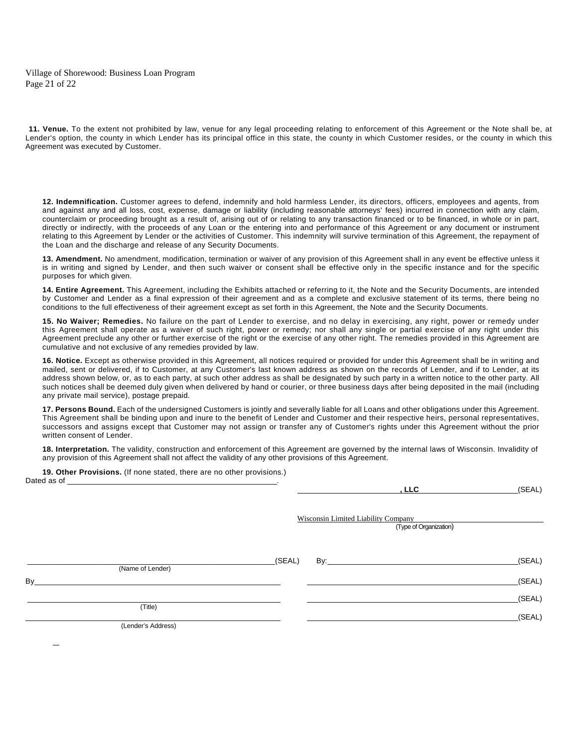**11. Venue.** To the extent not prohibited by law, venue for any legal proceeding relating to enforcement of this Agreement or the Note shall be, at Lender's option, the county in which Lender has its principal office in this state, the county in which Customer resides, or the county in which this Agreement was executed by Customer.

**12. Indemnification.** Customer agrees to defend, indemnify and hold harmless Lender, its directors, officers, employees and agents, from and against any and all loss, cost, expense, damage or liability (including reasonable attorneys' fees) incurred in connection with any claim, counterclaim or proceeding brought as a result of, arising out of or relating to any transaction financed or to be financed, in whole or in part, directly or indirectly, with the proceeds of any Loan or the entering into and performance of this Agreement or any document or instrument relating to this Agreement by Lender or the activities of Customer. This indemnity will survive termination of this Agreement, the repayment of the Loan and the discharge and release of any Security Documents.

**13. Amendment.** No amendment, modification, termination or waiver of any provision of this Agreement shall in any event be effective unless it is in writing and signed by Lender, and then such waiver or consent shall be effective only in the specific instance and for the specific purposes for which given.

**14. Entire Agreement.** This Agreement, including the Exhibits attached or referring to it, the Note and the Security Documents, are intended by Customer and Lender as a final expression of their agreement and as a complete and exclusive statement of its terms, there being no conditions to the full effectiveness of their agreement except as set forth in this Agreement, the Note and the Security Documents.

**15. No Waiver; Remedies.** No failure on the part of Lender to exercise, and no delay in exercising, any right, power or remedy under this Agreement shall operate as a waiver of such right, power or remedy; nor shall any single or partial exercise of any right under this Agreement preclude any other or further exercise of the right or the exercise of any other right. The remedies provided in this Agreement are cumulative and not exclusive of any remedies provided by law.

**16. Notice.** Except as otherwise provided in this Agreement, all notices required or provided for under this Agreement shall be in writing and mailed, sent or delivered, if to Customer, at any Customer's last known address as shown on the records of Lender, and if to Lender, at its address shown below, or, as to each party, at such other address as shall be designated by such party in a written notice to the other party. All such notices shall be deemed duly given when delivered by hand or courier, or three business days after being deposited in the mail (including any private mail service), postage prepaid.

**17. Persons Bound.** Each of the undersigned Customers is jointly and severally liable for all Loans and other obligations under this Agreement. This Agreement shall be binding upon and inure to the benefit of Lender and Customer and their respective heirs, personal representatives, successors and assigns except that Customer may not assign or transfer any of Customer's rights under this Agreement without the prior written consent of Lender.

**18. Interpretation.** The validity, construction and enforcement of this Agreement are governed by the internal laws of Wisconsin. Invalidity of any provision of this Agreement shall not affect the validity of any other provisions of this Agreement.

**19. Other Provisions.** (If none stated, there are no other provisions.)

Dated as of ______________________________________________.

______________________ **, LLC** ______________________ (SEAL)

Wisconsin Limited Liability Company
(Type of Organization)

______________________________________________ (SEAL)
(Name of Lender)

By ______________________________________________

______________________________________________
(Title)

______________________________________________
(Lender's Address)

By: ______________________________________________ (SEAL)

______________________________________________ (SEAL)

______________________________________________ (SEAL)

______________________________________________ (SEAL)